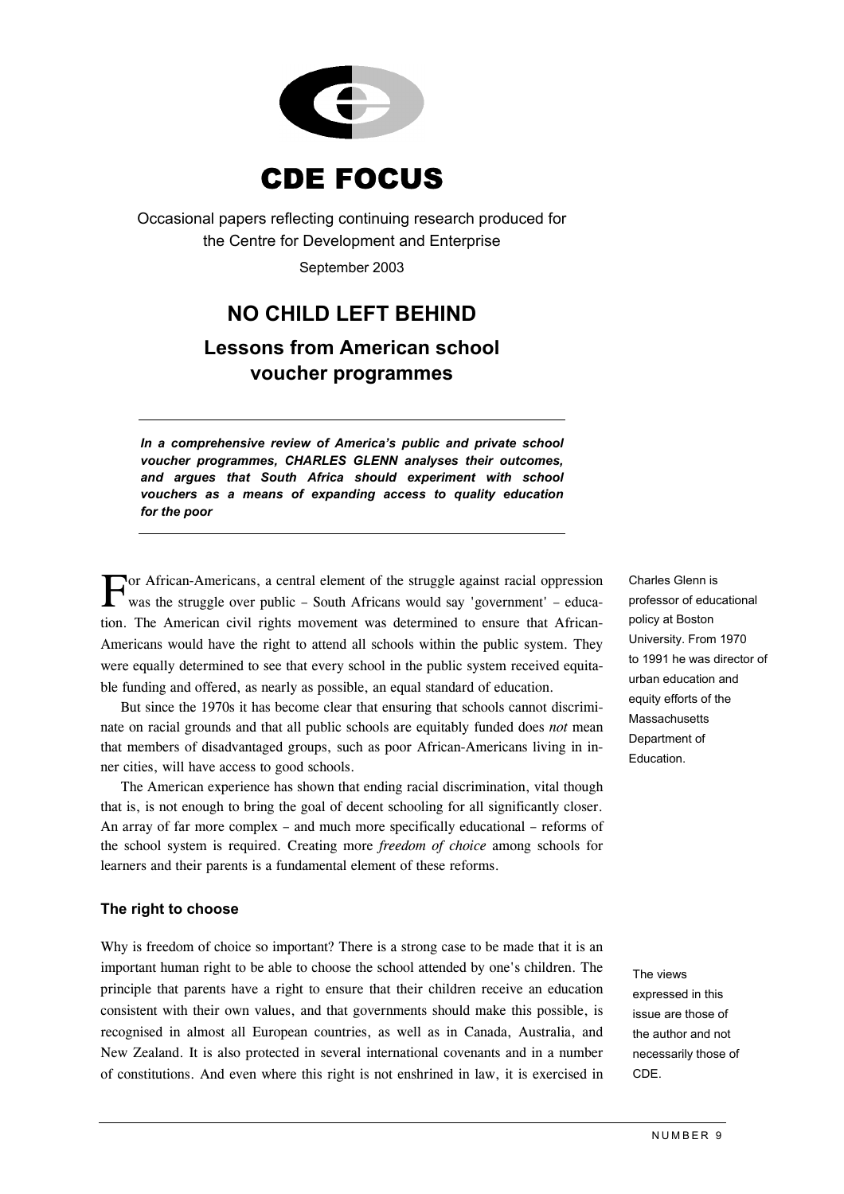# CDE FOCUS

Occasional papers reflecting continuing research produced for the Centre for Development and Enterprise

September 2003

## NO CHILD LEFT BEHIND

### Lessons from American school voucher programmes

***In a comprehensive review of America's public and private school voucher programmes, CHARLES GLENN analyses their outcomes, and argues that South Africa should experiment with school vouchers as a means of expanding access to quality education for the poor***

Charles Glenn is professor of educational policy at Boston University. From 1970 to 1991 he was director of urban education and equity efforts of the Massachusetts Department of Education.

For African-Americans, a central element of the struggle against racial oppression was the struggle over public – South Africans would say 'government' – education. The American civil rights movement was determined to ensure that African-Americans would have the right to attend all schools within the public system. They were equally determined to see that every school in the public system received equitable funding and offered, as nearly as possible, an equal standard of education.

But since the 1970s it has become clear that ensuring that schools cannot discriminate on racial grounds and that all public schools are equitably funded does *not* mean that members of disadvantaged groups, such as poor African-Americans living in inner cities, will have access to good schools.

The American experience has shown that ending racial discrimination, vital though that is, is not enough to bring the goal of decent schooling for all significantly closer. An array of far more complex – and much more specifically educational – reforms of the school system is required. Creating more *freedom of choice* among schools for learners and their parents is a fundamental element of these reforms.

#### The right to choose

Why is freedom of choice so important? There is a strong case to be made that it is an important human right to be able to choose the school attended by one's children. The principle that parents have a right to ensure that their children receive an education consistent with their own values, and that governments should make this possible, is recognised in almost all European countries, as well as in Canada, Australia, and New Zealand. It is also protected in several international covenants and in a number of constitutions. And even where this right is not enshrined in law, it is exercised in

The views expressed in this issue are those of the author and not necessarily those of CDE.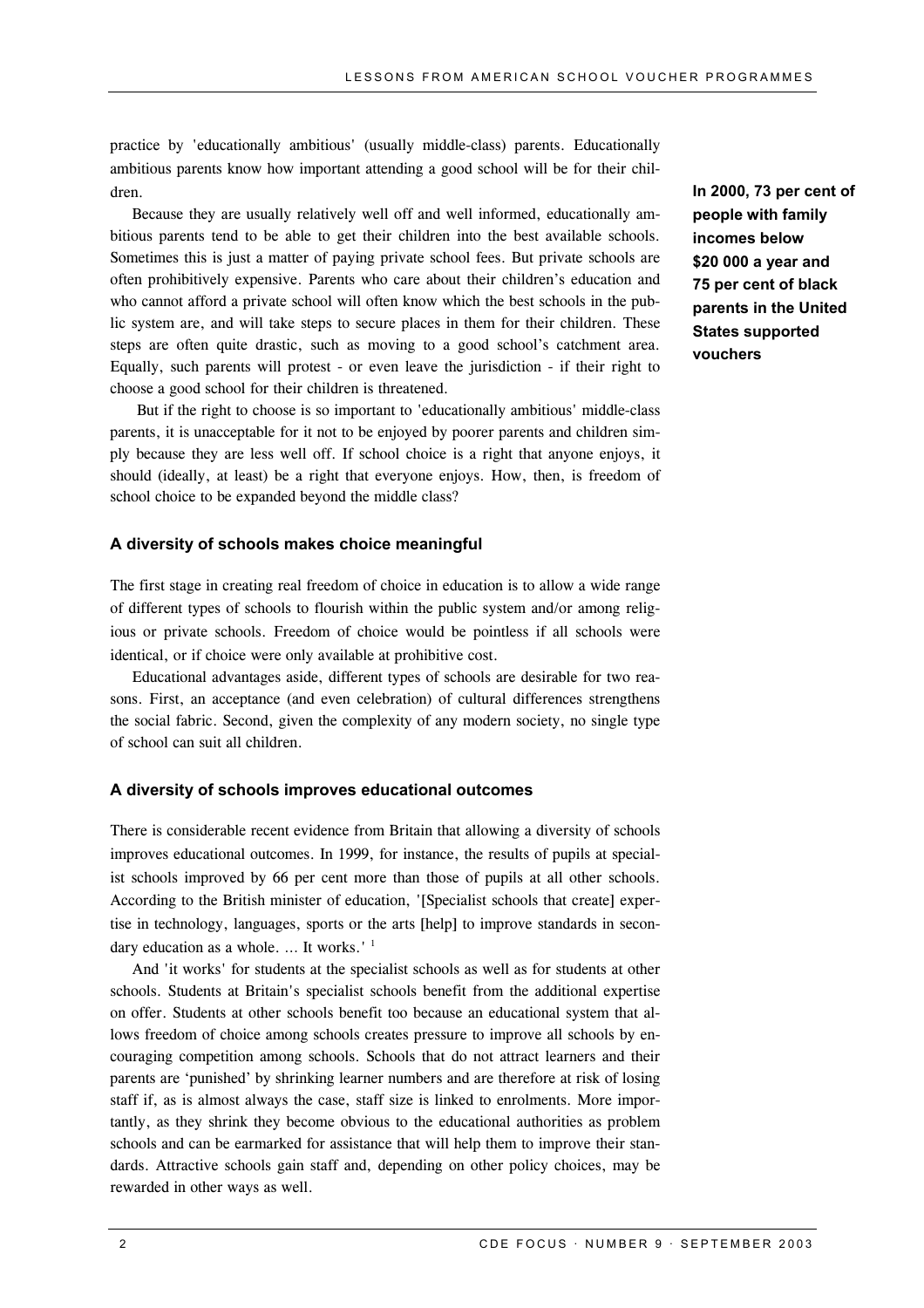practice by 'educationally ambitious' (usually middle-class) parents. Educationally ambitious parents know how important attending a good school will be for their children.

Because they are usually relatively well off and well informed, educationally ambitious parents tend to be able to get their children into the best available schools. Sometimes this is just a matter of paying private school fees. But private schools are often prohibitively expensive. Parents who care about their children's education and who cannot afford a private school will often know which the best schools in the public system are, and will take steps to secure places in them for their children. These steps are often quite drastic, such as moving to a good school's catchment area. Equally, such parents will protest - or even leave the jurisdiction - if their right to choose a good school for their children is threatened.

**In 2000, 73 per cent of people with family incomes below $20 000 a year and 75 per cent of black parents in the United States supported vouchers**

But if the right to choose is so important to 'educationally ambitious' middle-class parents, it is unacceptable for it not to be enjoyed by poorer parents and children simply because they are less well off. If school choice is a right that anyone enjoys, it should (ideally, at least) be a right that everyone enjoys. How, then, is freedom of school choice to be expanded beyond the middle class?

### A diversity of schools makes choice meaningful

The first stage in creating real freedom of choice in education is to allow a wide range of different types of schools to flourish within the public system and/or among religious or private schools. Freedom of choice would be pointless if all schools were identical, or if choice were only available at prohibitive cost.

Educational advantages aside, different types of schools are desirable for two reasons. First, an acceptance (and even celebration) of cultural differences strengthens the social fabric. Second, given the complexity of any modern society, no single type of school can suit all children.

### A diversity of schools improves educational outcomes

There is considerable recent evidence from Britain that allowing a diversity of schools improves educational outcomes. In 1999, for instance, the results of pupils at specialist schools improved by 66 per cent more than those of pupils at all other schools. According to the British minister of education, '[Specialist schools that create] expertise in technology, languages, sports or the arts [help] to improve standards in secondary education as a whole. ... It works.' [1]

And 'it works' for students at the specialist schools as well as for students at other schools. Students at Britain's specialist schools benefit from the additional expertise on offer. Students at other schools benefit too because an educational system that allows freedom of choice among schools creates pressure to improve all schools by encouraging competition among schools. Schools that do not attract learners and their parents are 'punished' by shrinking learner numbers and are therefore at risk of losing staff if, as is almost always the case, staff size is linked to enrolments. More importantly, as they shrink they become obvious to the educational authorities as problem schools and can be earmarked for assistance that will help them to improve their standards. Attractive schools gain staff and, depending on other policy choices, may be rewarded in other ways as well.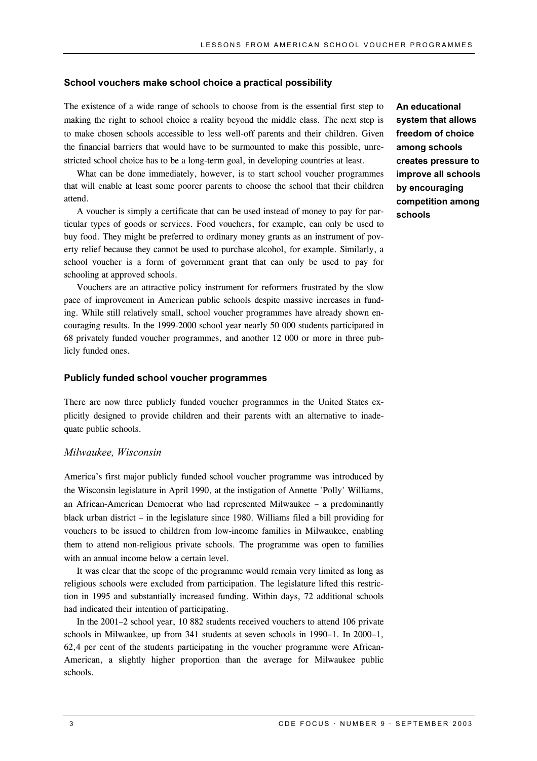## School vouchers make school choice a practical possibility

The existence of a wide range of schools to choose from is the essential first step to making the right to school choice a reality beyond the middle class. The next step is to make chosen schools accessible to less well-off parents and their children. Given the financial barriers that would have to be surmounted to make this possible, unrestricted school choice has to be a long-term goal, in developing countries at least.

**An educational system that allows freedom of choice among schools creates pressure to improve all schools by encouraging competition among schools**

What can be done immediately, however, is to start school voucher programmes that will enable at least some poorer parents to choose the school that their children attend.

A voucher is simply a certificate that can be used instead of money to pay for particular types of goods or services. Food vouchers, for example, can only be used to buy food. They might be preferred to ordinary money grants as an instrument of poverty relief because they cannot be used to purchase alcohol, for example. Similarly, a school voucher is a form of government grant that can only be used to pay for schooling at approved schools.

Vouchers are an attractive policy instrument for reformers frustrated by the slow pace of improvement in American public schools despite massive increases in funding. While still relatively small, school voucher programmes have already shown encouraging results. In the 1999-2000 school year nearly 50 000 students participated in 68 privately funded voucher programmes, and another 12 000 or more in three publicly funded ones.

## Publicly funded school voucher programmes

There are now three publicly funded voucher programmes in the United States explicitly designed to provide children and their parents with an alternative to inadequate public schools.

### *Milwaukee, Wisconsin*

America's first major publicly funded school voucher programme was introduced by the Wisconsin legislature in April 1990, at the instigation of Annette 'Polly' Williams, an African-American Democrat who had represented Milwaukee – a predominantly black urban district – in the legislature since 1980. Williams filed a bill providing for vouchers to be issued to children from low-income families in Milwaukee, enabling them to attend non-religious private schools. The programme was open to families with an annual income below a certain level.

It was clear that the scope of the programme would remain very limited as long as religious schools were excluded from participation. The legislature lifted this restriction in 1995 and substantially increased funding. Within days, 72 additional schools had indicated their intention of participating.

In the 2001–2 school year, 10 882 students received vouchers to attend 106 private schools in Milwaukee, up from 341 students at seven schools in 1990–1. In 2000–1, 62,4 per cent of the students participating in the voucher programme were African-American, a slightly higher proportion than the average for Milwaukee public schools.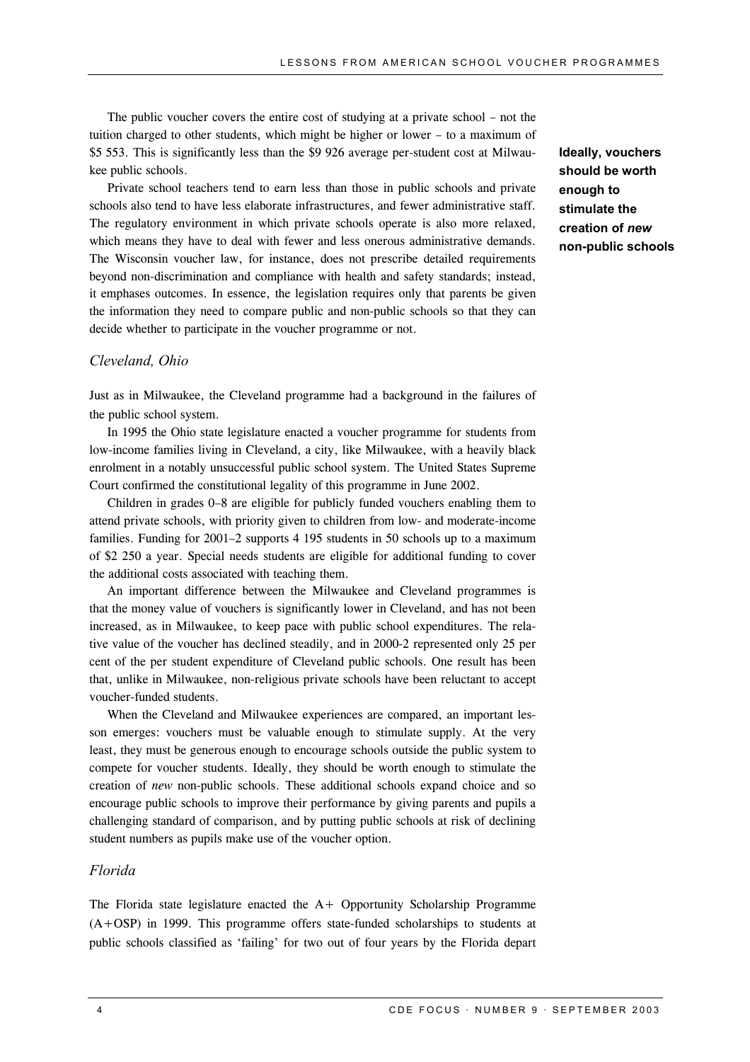The public voucher covers the entire cost of studying at a private school – not the tuition charged to other students, which might be higher or lower – to a maximum of $5 553. This is significantly less than the $9 926 average per-student cost at Milwaukee public schools.

**Ideally, vouchers should be worth enough to stimulate the creation of *new* non-public schools**

Private school teachers tend to earn less than those in public schools and private schools also tend to have less elaborate infrastructures, and fewer administrative staff. The regulatory environment in which private schools operate is also more relaxed, which means they have to deal with fewer and less onerous administrative demands. The Wisconsin voucher law, for instance, does not prescribe detailed requirements beyond non-discrimination and compliance with health and safety standards; instead, it emphases outcomes. In essence, the legislation requires only that parents be given the information they need to compare public and non-public schools so that they can decide whether to participate in the voucher programme or not.

### *Cleveland, Ohio*

Just as in Milwaukee, the Cleveland programme had a background in the failures of the public school system.

In 1995 the Ohio state legislature enacted a voucher programme for students from low-income families living in Cleveland, a city, like Milwaukee, with a heavily black enrolment in a notably unsuccessful public school system. The United States Supreme Court confirmed the constitutional legality of this programme in June 2002.

Children in grades 0–8 are eligible for publicly funded vouchers enabling them to attend private schools, with priority given to children from low- and moderate-income families. Funding for 2001–2 supports 4 195 students in 50 schools up to a maximum of $2 250 a year. Special needs students are eligible for additional funding to cover the additional costs associated with teaching them.

An important difference between the Milwaukee and Cleveland programmes is that the money value of vouchers is significantly lower in Cleveland, and has not been increased, as in Milwaukee, to keep pace with public school expenditures. The relative value of the voucher has declined steadily, and in 2000-2 represented only 25 per cent of the per student expenditure of Cleveland public schools. One result has been that, unlike in Milwaukee, non-religious private schools have been reluctant to accept voucher-funded students.

When the Cleveland and Milwaukee experiences are compared, an important lesson emerges: vouchers must be valuable enough to stimulate supply. At the very least, they must be generous enough to encourage schools outside the public system to compete for voucher students. Ideally, they should be worth enough to stimulate the creation of *new* non-public schools. These additional schools expand choice and so encourage public schools to improve their performance by giving parents and pupils a challenging standard of comparison, and by putting public schools at risk of declining student numbers as pupils make use of the voucher option.

### *Florida*

The Florida state legislature enacted the A+ Opportunity Scholarship Programme (A+OSP) in 1999. This programme offers state-funded scholarships to students at public schools classified as 'failing' for two out of four years by the Florida depart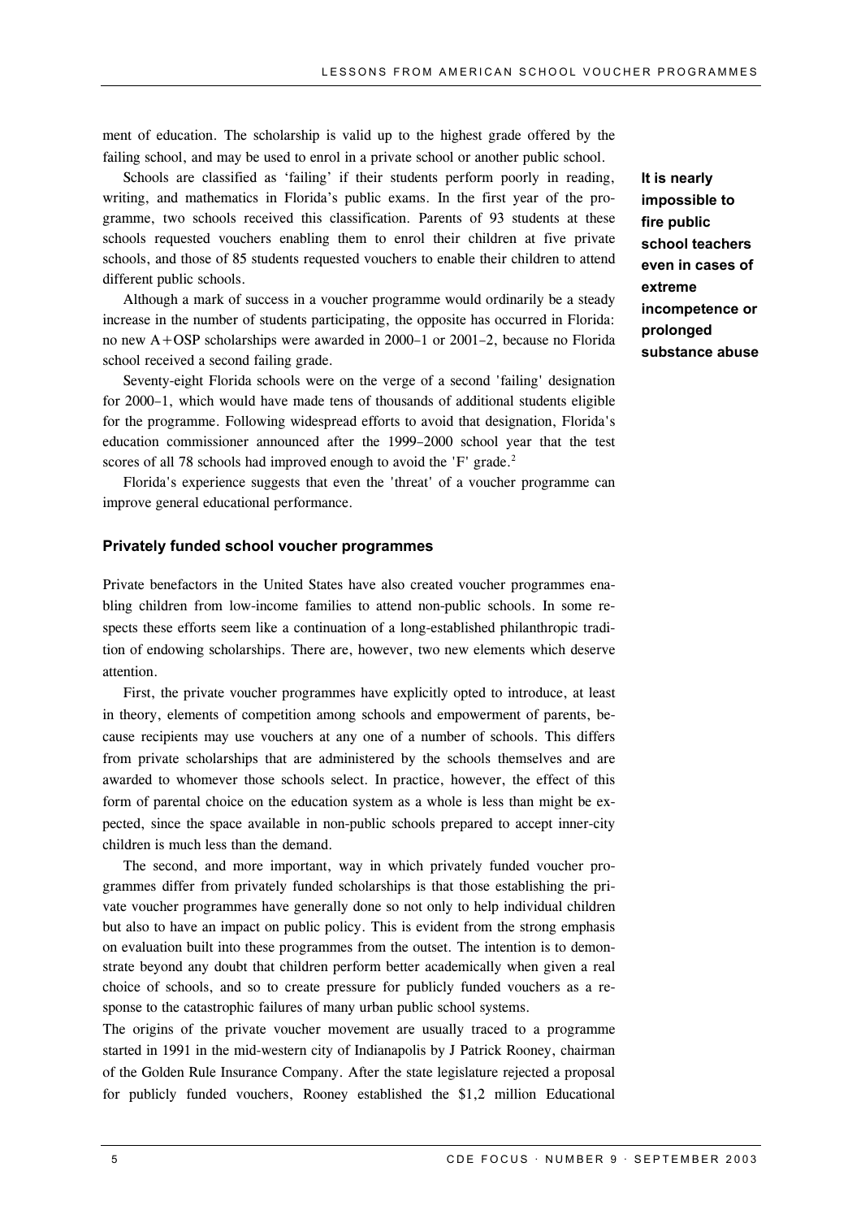ment of education. The scholarship is valid up to the highest grade offered by the failing school, and may be used to enrol in a private school or another public school.

Schools are classified as 'failing' if their students perform poorly in reading, writing, and mathematics in Florida's public exams. In the first year of the programme, two schools received this classification. Parents of 93 students at these schools requested vouchers enabling them to enrol their children at five private schools, and those of 85 students requested vouchers to enable their children to attend different public schools.

**It is nearly impossible to fire public school teachers even in cases of extreme incompetence or prolonged substance abuse**

Although a mark of success in a voucher programme would ordinarily be a steady increase in the number of students participating, the opposite has occurred in Florida: no new A+OSP scholarships were awarded in 2000–1 or 2001–2, because no Florida school received a second failing grade.

Seventy-eight Florida schools were on the verge of a second 'failing' designation for 2000–1, which would have made tens of thousands of additional students eligible for the programme. Following widespread efforts to avoid that designation, Florida's education commissioner announced after the 1999–2000 school year that the test scores of all 78 schools had improved enough to avoid the 'F' grade.[2]

Florida's experience suggests that even the 'threat' of a voucher programme can improve general educational performance.

### Privately funded school voucher programmes

Private benefactors in the United States have also created voucher programmes enabling children from low-income families to attend non-public schools. In some respects these efforts seem like a continuation of a long-established philanthropic tradition of endowing scholarships. There are, however, two new elements which deserve attention.

First, the private voucher programmes have explicitly opted to introduce, at least in theory, elements of competition among schools and empowerment of parents, because recipients may use vouchers at any one of a number of schools. This differs from private scholarships that are administered by the schools themselves and are awarded to whomever those schools select. In practice, however, the effect of this form of parental choice on the education system as a whole is less than might be expected, since the space available in non-public schools prepared to accept inner-city children is much less than the demand.

The second, and more important, way in which privately funded voucher programmes differ from privately funded scholarships is that those establishing the private voucher programmes have generally done so not only to help individual children but also to have an impact on public policy. This is evident from the strong emphasis on evaluation built into these programmes from the outset. The intention is to demonstrate beyond any doubt that children perform better academically when given a real choice of schools, and so to create pressure for publicly funded vouchers as a response to the catastrophic failures of many urban public school systems.

The origins of the private voucher movement are usually traced to a programme started in 1991 in the mid-western city of Indianapolis by J Patrick Rooney, chairman of the Golden Rule Insurance Company. After the state legislature rejected a proposal for publicly funded vouchers, Rooney established the $1,2 million Educational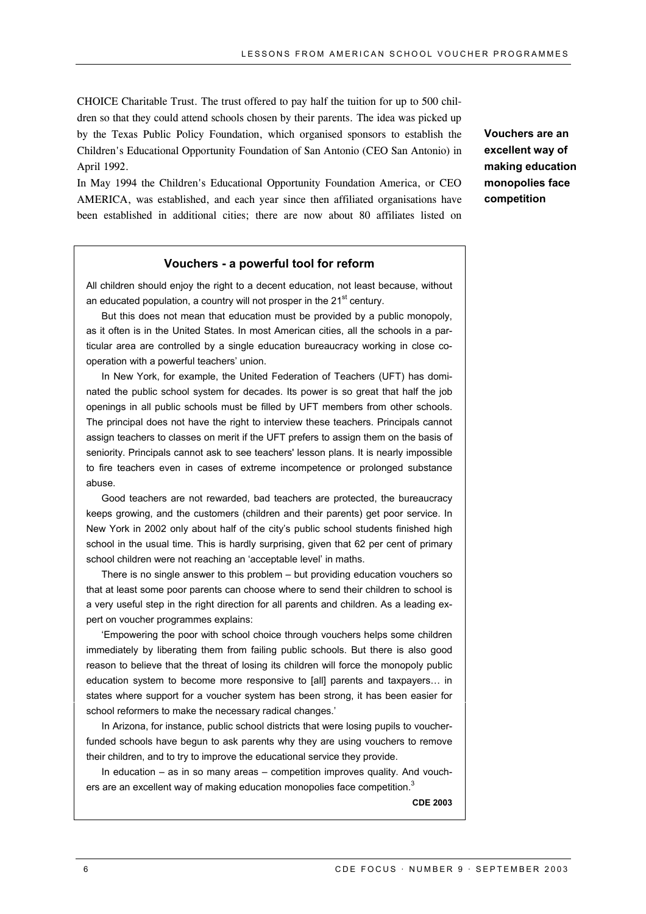CHOICE Charitable Trust. The trust offered to pay half the tuition for up to 500 children so that they could attend schools chosen by their parents. The idea was picked up by the Texas Public Policy Foundation, which organised sponsors to establish the Children's Educational Opportunity Foundation of San Antonio (CEO San Antonio) in April 1992.

**Vouchers are an excellent way of making education monopolies face competition**

In May 1994 the Children's Educational Opportunity Foundation America, or CEO AMERICA, was established, and each year since then affiliated organisations have been established in additional cities; there are now about 80 affiliates listed on

### Vouchers - a powerful tool for reform

All children should enjoy the right to a decent education, not least because, without an educated population, a country will not prosper in the 21st century.

But this does not mean that education must be provided by a public monopoly, as it often is in the United States. In most American cities, all the schools in a particular area are controlled by a single education bureaucracy working in close co-operation with a powerful teachers' union.

In New York, for example, the United Federation of Teachers (UFT) has dominated the public school system for decades. Its power is so great that half the job openings in all public schools must be filled by UFT members from other schools. The principal does not have the right to interview these teachers. Principals cannot assign teachers to classes on merit if the UFT prefers to assign them on the basis of seniority. Principals cannot ask to see teachers' lesson plans. It is nearly impossible to fire teachers even in cases of extreme incompetence or prolonged substance abuse.

Good teachers are not rewarded, bad teachers are protected, the bureaucracy keeps growing, and the customers (children and their parents) get poor service. In New York in 2002 only about half of the city's public school students finished high school in the usual time. This is hardly surprising, given that 62 per cent of primary school children were not reaching an 'acceptable level' in maths.

There is no single answer to this problem – but providing education vouchers so that at least some poor parents can choose where to send their children to school is a very useful step in the right direction for all parents and children. As a leading expert on voucher programmes explains:

'Empowering the poor with school choice through vouchers helps some children immediately by liberating them from failing public schools. But there is also good reason to believe that the threat of losing its children will force the monopoly public education system to become more responsive to [all] parents and taxpayers… in states where support for a voucher system has been strong, it has been easier for school reformers to make the necessary radical changes.'

In Arizona, for instance, public school districts that were losing pupils to voucher-funded schools have begun to ask parents why they are using vouchers to remove their children, and to try to improve the educational service they provide.

In education – as in so many areas – competition improves quality. And vouchers are an excellent way of making education monopolies face competition.[3]

**CDE 2003**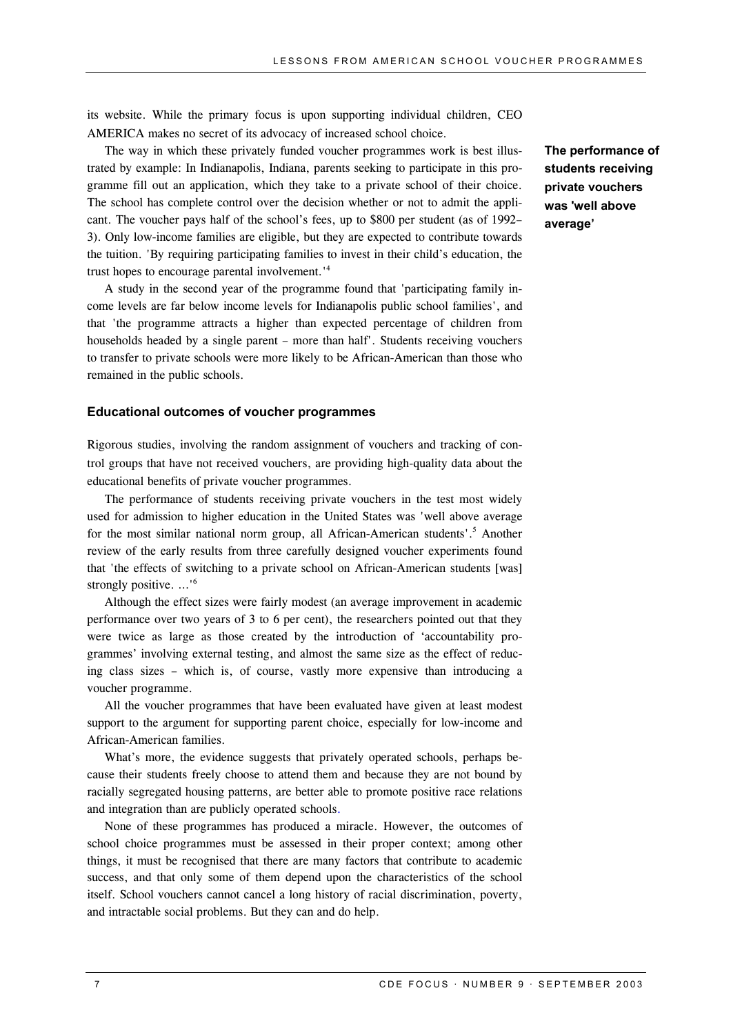its website. While the primary focus is upon supporting individual children, CEO AMERICA makes no secret of its advocacy of increased school choice.

The way in which these privately funded voucher programmes work is best illustrated by example: In Indianapolis, Indiana, parents seeking to participate in this programme fill out an application, which they take to a private school of their choice. The school has complete control over the decision whether or not to admit the applicant. The voucher pays half of the school's fees, up to $800 per student (as of 1992–3). Only low-income families are eligible, but they are expected to contribute towards the tuition. 'By requiring participating families to invest in their child's education, the trust hopes to encourage parental involvement.'[4]

**The performance of students receiving private vouchers was 'well above average'**

A study in the second year of the programme found that 'participating family income levels are far below income levels for Indianapolis public school families', and that 'the programme attracts a higher than expected percentage of children from households headed by a single parent – more than half'. Students receiving vouchers to transfer to private schools were more likely to be African-American than those who remained in the public schools.

### Educational outcomes of voucher programmes

Rigorous studies, involving the random assignment of vouchers and tracking of control groups that have not received vouchers, are providing high-quality data about the educational benefits of private voucher programmes.

The performance of students receiving private vouchers in the test most widely used for admission to higher education in the United States was 'well above average for the most similar national norm group, all African-American students'.[5] Another review of the early results from three carefully designed voucher experiments found that 'the effects of switching to a private school on African-American students [was] strongly positive. ...'[6]

Although the effect sizes were fairly modest (an average improvement in academic performance over two years of 3 to 6 per cent), the researchers pointed out that they were twice as large as those created by the introduction of 'accountability programmes' involving external testing, and almost the same size as the effect of reducing class sizes – which is, of course, vastly more expensive than introducing a voucher programme.

All the voucher programmes that have been evaluated have given at least modest support to the argument for supporting parent choice, especially for low-income and African-American families.

What's more, the evidence suggests that privately operated schools, perhaps because their students freely choose to attend them and because they are not bound by racially segregated housing patterns, are better able to promote positive race relations and integration than are publicly operated schools.

None of these programmes has produced a miracle. However, the outcomes of school choice programmes must be assessed in their proper context; among other things, it must be recognised that there are many factors that contribute to academic success, and that only some of them depend upon the characteristics of the school itself. School vouchers cannot cancel a long history of racial discrimination, poverty, and intractable social problems. But they can and do help.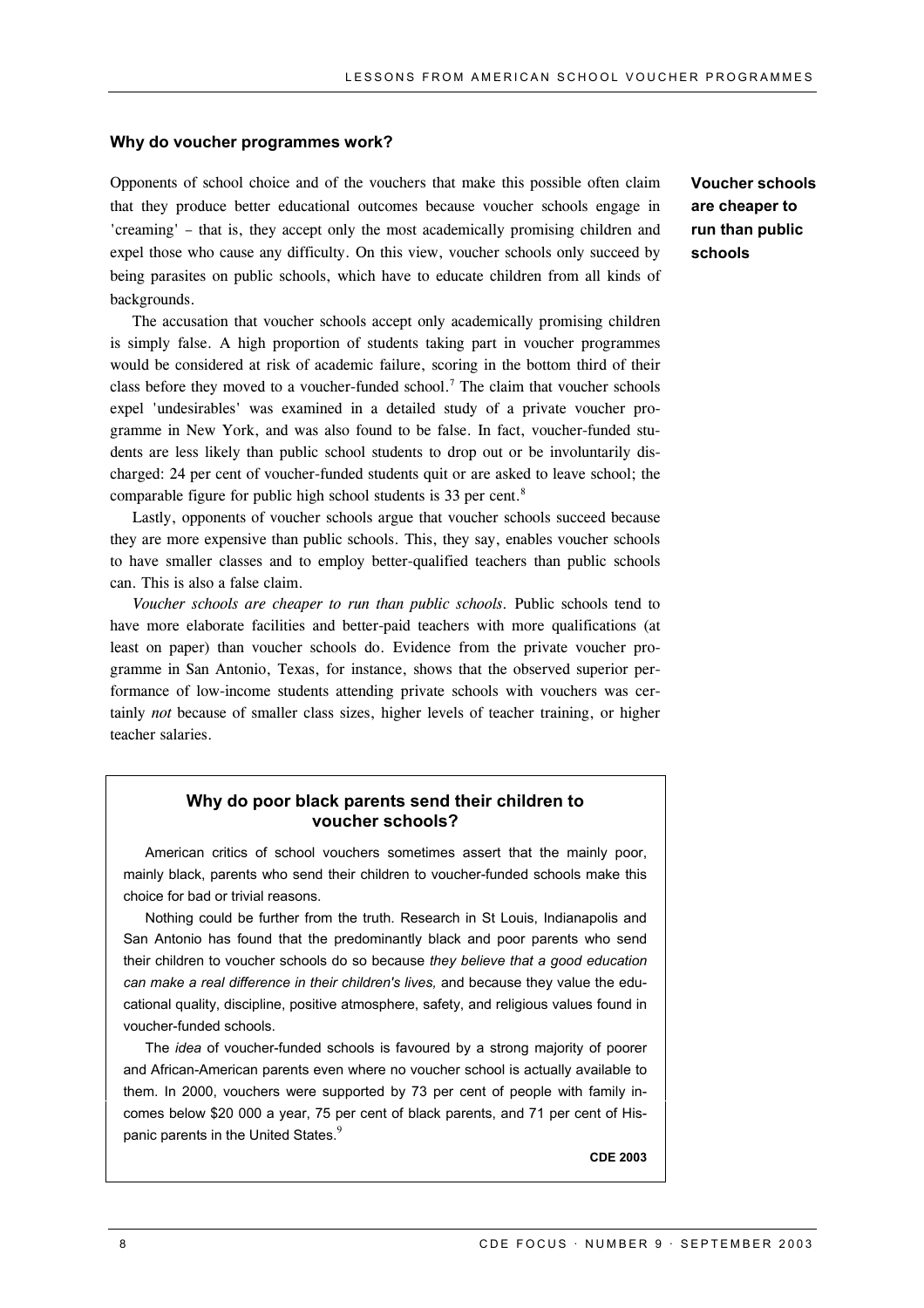## Why do voucher programmes work?

**Voucher schools are cheaper to run than public schools**

Opponents of school choice and of the vouchers that make this possible often claim that they produce better educational outcomes because voucher schools engage in 'creaming' – that is, they accept only the most academically promising children and expel those who cause any difficulty. On this view, voucher schools only succeed by being parasites on public schools, which have to educate children from all kinds of backgrounds.

The accusation that voucher schools accept only academically promising children is simply false. A high proportion of students taking part in voucher programmes would be considered at risk of academic failure, scoring in the bottom third of their class before they moved to a voucher-funded school.[7] The claim that voucher schools expel 'undesirables' was examined in a detailed study of a private voucher programme in New York, and was also found to be false. In fact, voucher-funded students are less likely than public school students to drop out or be involuntarily discharged: 24 per cent of voucher-funded students quit or are asked to leave school; the comparable figure for public high school students is 33 per cent.[8]

Lastly, opponents of voucher schools argue that voucher schools succeed because they are more expensive than public schools. This, they say, enables voucher schools to have smaller classes and to employ better-qualified teachers than public schools can. This is also a false claim.

*Voucher schools are cheaper to run than public schools.* Public schools tend to have more elaborate facilities and better-paid teachers with more qualifications (at least on paper) than voucher schools do. Evidence from the private voucher programme in San Antonio, Texas, for instance, shows that the observed superior performance of low-income students attending private schools with vouchers was certainly *not* because of smaller class sizes, higher levels of teacher training, or higher teacher salaries.

### Why do poor black parents send their children to voucher schools?

American critics of school vouchers sometimes assert that the mainly poor, mainly black, parents who send their children to voucher-funded schools make this choice for bad or trivial reasons.

Nothing could be further from the truth. Research in St Louis, Indianapolis and San Antonio has found that the predominantly black and poor parents who send their children to voucher schools do so because *they believe that a good education can make a real difference in their children's lives,* and because they value the educational quality, discipline, positive atmosphere, safety, and religious values found in voucher-funded schools.

The *idea* of voucher-funded schools is favoured by a strong majority of poorer and African-American parents even where no voucher school is actually available to them. In 2000, vouchers were supported by 73 per cent of people with family incomes below $20 000 a year, 75 per cent of black parents, and 71 per cent of Hispanic parents in the United States.[9]

**CDE 2003**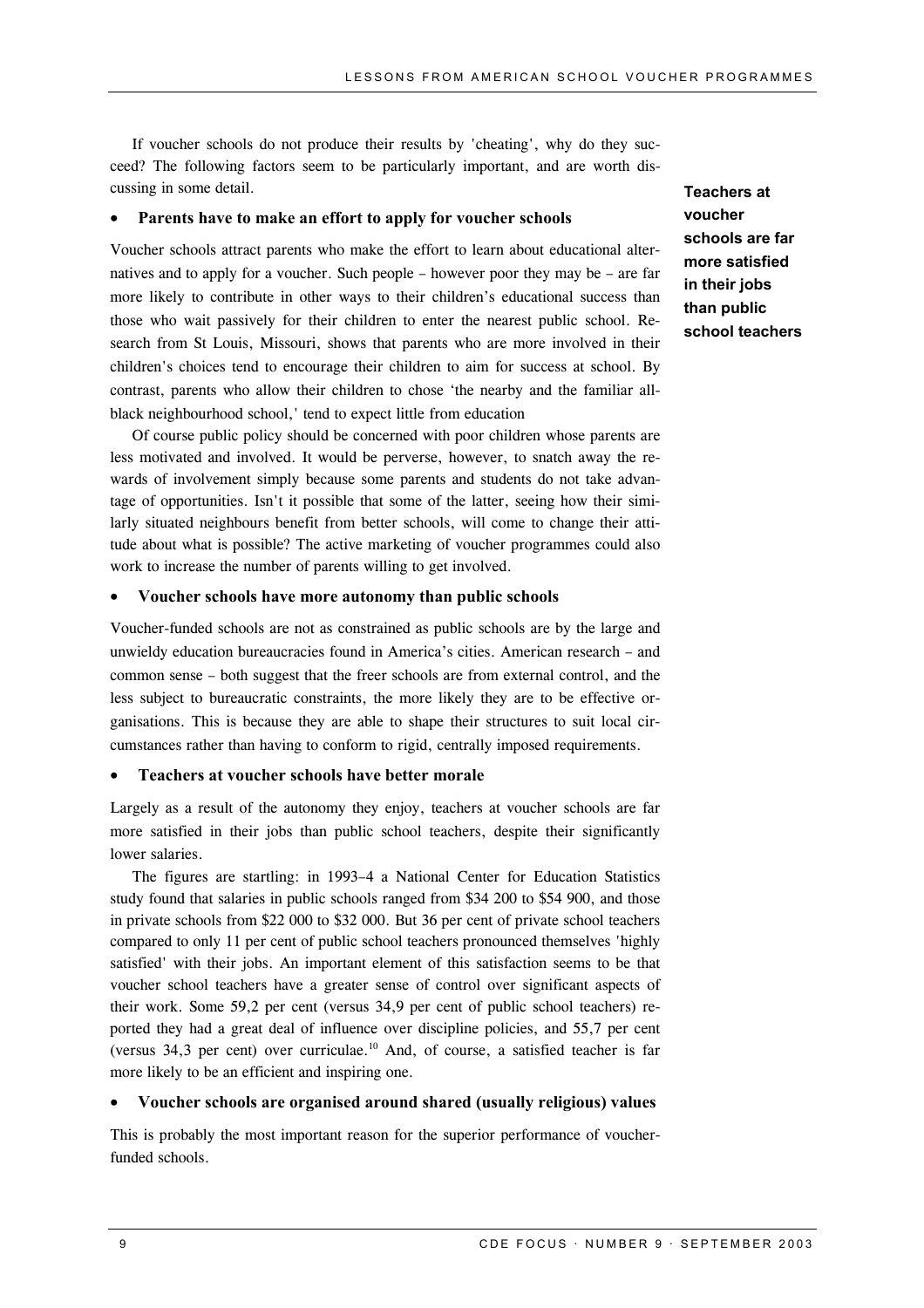If voucher schools do not produce their results by 'cheating', why do they succeed? The following factors seem to be particularly important, and are worth discussing in some detail.

- **Parents have to make an effort to apply for voucher schools**

Voucher schools attract parents who make the effort to learn about educational alternatives and to apply for a voucher. Such people – however poor they may be – are far more likely to contribute in other ways to their children's educational success than those who wait passively for their children to enter the nearest public school. Research from St Louis, Missouri, shows that parents who are more involved in their children's choices tend to encourage their children to aim for success at school. By contrast, parents who allow their children to chose 'the nearby and the familiar all-black neighbourhood school,' tend to expect little from education

Of course public policy should be concerned with poor children whose parents are less motivated and involved. It would be perverse, however, to snatch away the rewards of involvement simply because some parents and students do not take advantage of opportunities. Isn't it possible that some of the latter, seeing how their similarly situated neighbours benefit from better schools, will come to change their attitude about what is possible? The active marketing of voucher programmes could also work to increase the number of parents willing to get involved.

- **Voucher schools have more autonomy than public schools**

Voucher-funded schools are not as constrained as public schools are by the large and unwieldy education bureaucracies found in America's cities. American research – and common sense – both suggest that the freer schools are from external control, and the less subject to bureaucratic constraints, the more likely they are to be effective organisations. This is because they are able to shape their structures to suit local circumstances rather than having to conform to rigid, centrally imposed requirements.

- **Teachers at voucher schools have better morale**

**Teachers at voucher schools are far more satisfied in their jobs than public school teachers**

Largely as a result of the autonomy they enjoy, teachers at voucher schools are far more satisfied in their jobs than public school teachers, despite their significantly lower salaries.

The figures are startling: in 1993–4 a National Center for Education Statistics study found that salaries in public schools ranged from \$34 200 to \$54 900, and those in private schools from \$22 000 to \$32 000. But 36 per cent of private school teachers compared to only 11 per cent of public school teachers pronounced themselves 'highly satisfied' with their jobs. An important element of this satisfaction seems to be that voucher school teachers have a greater sense of control over significant aspects of their work. Some 59,2 per cent (versus 34,9 per cent of public school teachers) reported they had a great deal of influence over discipline policies, and 55,7 per cent (versus 34,3 per cent) over curriculae.[10] And, of course, a satisfied teacher is far more likely to be an efficient and inspiring one.

- **Voucher schools are organised around shared (usually religious) values**

This is probably the most important reason for the superior performance of voucher-funded schools.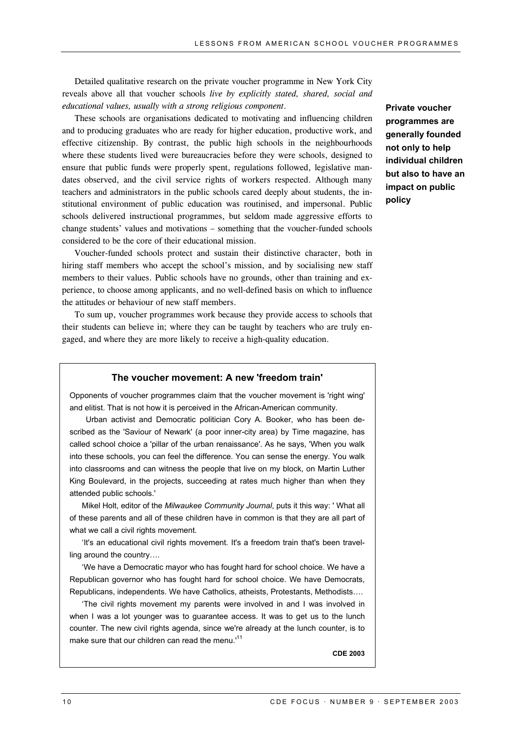Detailed qualitative research on the private voucher programme in New York City reveals above all that voucher schools *live by explicitly stated, shared, social and educational values, usually with a strong religious component*.

**Private voucher programmes are generally founded not only to help individual children but also to have an impact on public policy**

These schools are organisations dedicated to motivating and influencing children and to producing graduates who are ready for higher education, productive work, and effective citizenship. By contrast, the public high schools in the neighbourhoods where these students lived were bureaucracies before they were schools, designed to ensure that public funds were properly spent, regulations followed, legislative mandates observed, and the civil service rights of workers respected. Although many teachers and administrators in the public schools cared deeply about students, the institutional environment of public education was routinised, and impersonal. Public schools delivered instructional programmes, but seldom made aggressive efforts to change students' values and motivations – something that the voucher-funded schools considered to be the core of their educational mission.

Voucher-funded schools protect and sustain their distinctive character, both in hiring staff members who accept the school's mission, and by socialising new staff members to their values. Public schools have no grounds, other than training and experience, to choose among applicants, and no well-defined basis on which to influence the attitudes or behaviour of new staff members.

To sum up, voucher programmes work because they provide access to schools that their students can believe in; where they can be taught by teachers who are truly engaged, and where they are more likely to receive a high-quality education.

### The voucher movement: A new 'freedom train'

Opponents of voucher programmes claim that the voucher movement is 'right wing' and elitist. That is not how it is perceived in the African-American community.

Urban activist and Democratic politician Cory A. Booker, who has been described as the 'Saviour of Newark' (a poor inner-city area) by Time magazine, has called school choice a 'pillar of the urban renaissance'. As he says, 'When you walk into these schools, you can feel the difference. You can sense the energy. You walk into classrooms and can witness the people that live on my block, on Martin Luther King Boulevard, in the projects, succeeding at rates much higher than when they attended public schools.'

Mikel Holt, editor of the *Milwaukee Community Journal*, puts it this way: ' What all of these parents and all of these children have in common is that they are all part of what we call a civil rights movement.

'It's an educational civil rights movement. It's a freedom train that's been travelling around the country….

'We have a Democratic mayor who has fought hard for school choice. We have a Republican governor who has fought hard for school choice. We have Democrats, Republicans, independents. We have Catholics, atheists, Protestants, Methodists….

'The civil rights movement my parents were involved in and I was involved in when I was a lot younger was to guarantee access. It was to get us to the lunch counter. The new civil rights agenda, since we're already at the lunch counter, is to make sure that our children can read the menu.'[11]

**CDE 2003**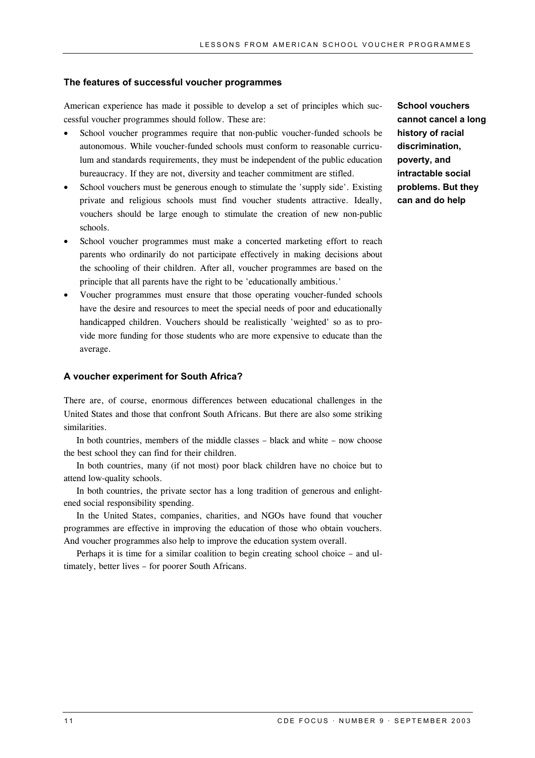### The features of successful voucher programmes

American experience has made it possible to develop a set of principles which successful voucher programmes should follow. These are:

- School voucher programmes require that non-public voucher-funded schools be autonomous. While voucher-funded schools must conform to reasonable curriculum and standards requirements, they must be independent of the public education bureaucracy. If they are not, diversity and teacher commitment are stifled.
- School vouchers must be generous enough to stimulate the 'supply side'. Existing private and religious schools must find voucher students attractive. Ideally, vouchers should be large enough to stimulate the creation of new non-public schools.
- School voucher programmes must make a concerted marketing effort to reach parents who ordinarily do not participate effectively in making decisions about the schooling of their children. After all, voucher programmes are based on the principle that all parents have the right to be 'educationally ambitious.'
- Voucher programmes must ensure that those operating voucher-funded schools have the desire and resources to meet the special needs of poor and educationally handicapped children. Vouchers should be realistically 'weighted' so as to provide more funding for those students who are more expensive to educate than the average.

**School vouchers cannot cancel a long history of racial discrimination, poverty, and intractable social problems. But they can and do help**

### A voucher experiment for South Africa?

There are, of course, enormous differences between educational challenges in the United States and those that confront South Africans. But there are also some striking similarities.

In both countries, members of the middle classes – black and white – now choose the best school they can find for their children.

In both countries, many (if not most) poor black children have no choice but to attend low-quality schools.

In both countries, the private sector has a long tradition of generous and enlightened social responsibility spending.

In the United States, companies, charities, and NGOs have found that voucher programmes are effective in improving the education of those who obtain vouchers. And voucher programmes also help to improve the education system overall.

Perhaps it is time for a similar coalition to begin creating school choice – and ultimately, better lives – for poorer South Africans.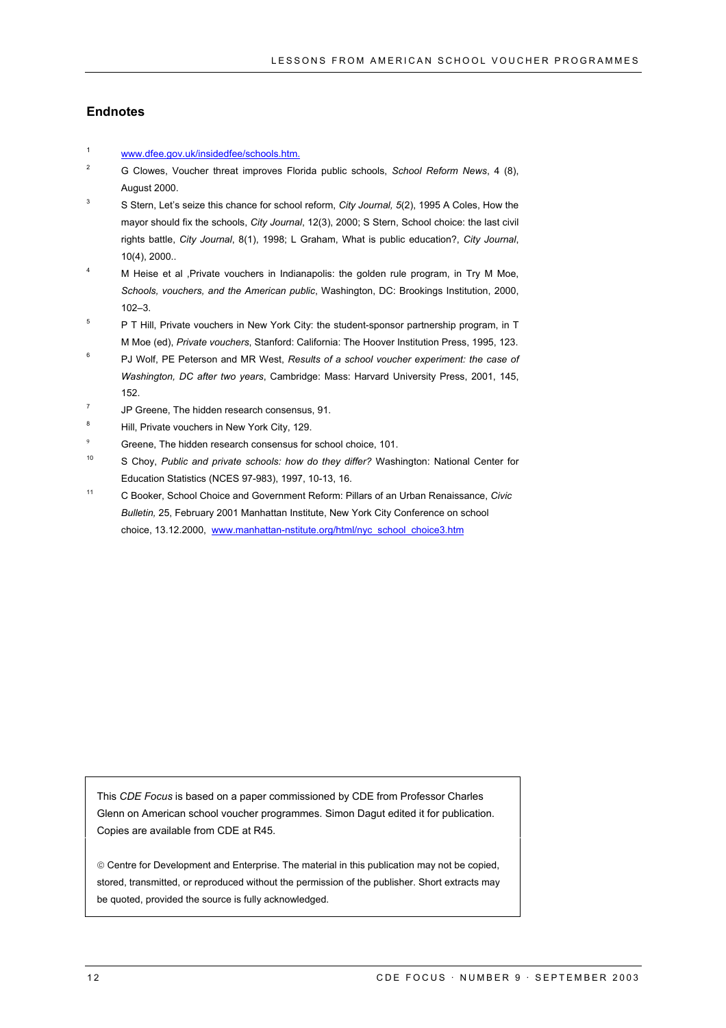## Endnotes

1. www.dfee.gov.uk/insidedfee/schools.htm.
2. G Clowes, Voucher threat improves Florida public schools, *School Reform News*, 4 (8), August 2000.
3. S Stern, Let's seize this chance for school reform, *City Journal, 5*(2), 1995 A Coles, How the mayor should fix the schools, *City Journal*, 12(3), 2000; S Stern, School choice: the last civil rights battle, *City Journal*, 8(1), 1998; L Graham, What is public education?, *City Journal*, 10(4), 2000..
4. M Heise et al ,Private vouchers in Indianapolis: the golden rule program, in Try M Moe, *Schools, vouchers, and the American public*, Washington, DC: Brookings Institution, 2000, 102–3.
5. P T Hill, Private vouchers in New York City: the student-sponsor partnership program, in T M Moe (ed), *Private vouchers*, Stanford: California: The Hoover Institution Press, 1995, 123.
6. PJ Wolf, PE Peterson and MR West, *Results of a school voucher experiment: the case of Washington, DC after two years*, Cambridge: Mass: Harvard University Press, 2001, 145, 152.
7. JP Greene, The hidden research consensus, 91.
8. Hill, Private vouchers in New York City, 129.
9. Greene, The hidden research consensus for school choice, 101.
10. S Choy, *Public and private schools: how do they differ?* Washington: National Center for Education Statistics (NCES 97-983), 1997, 10-13, 16.
11. C Booker, School Choice and Government Reform: Pillars of an Urban Renaissance, *Civic Bulletin,* 25, February 2001 Manhattan Institute, New York City Conference on school choice, 13.12.2000, www.manhattan-nstitute.org/html/nyc_school_choice3.htm

This *CDE Focus* is based on a paper commissioned by CDE from Professor Charles Glenn on American school voucher programmes. Simon Dagut edited it for publication. Copies are available from CDE at R45.

© Centre for Development and Enterprise. The material in this publication may not be copied, stored, transmitted, or reproduced without the permission of the publisher. Short extracts may be quoted, provided the source is fully acknowledged.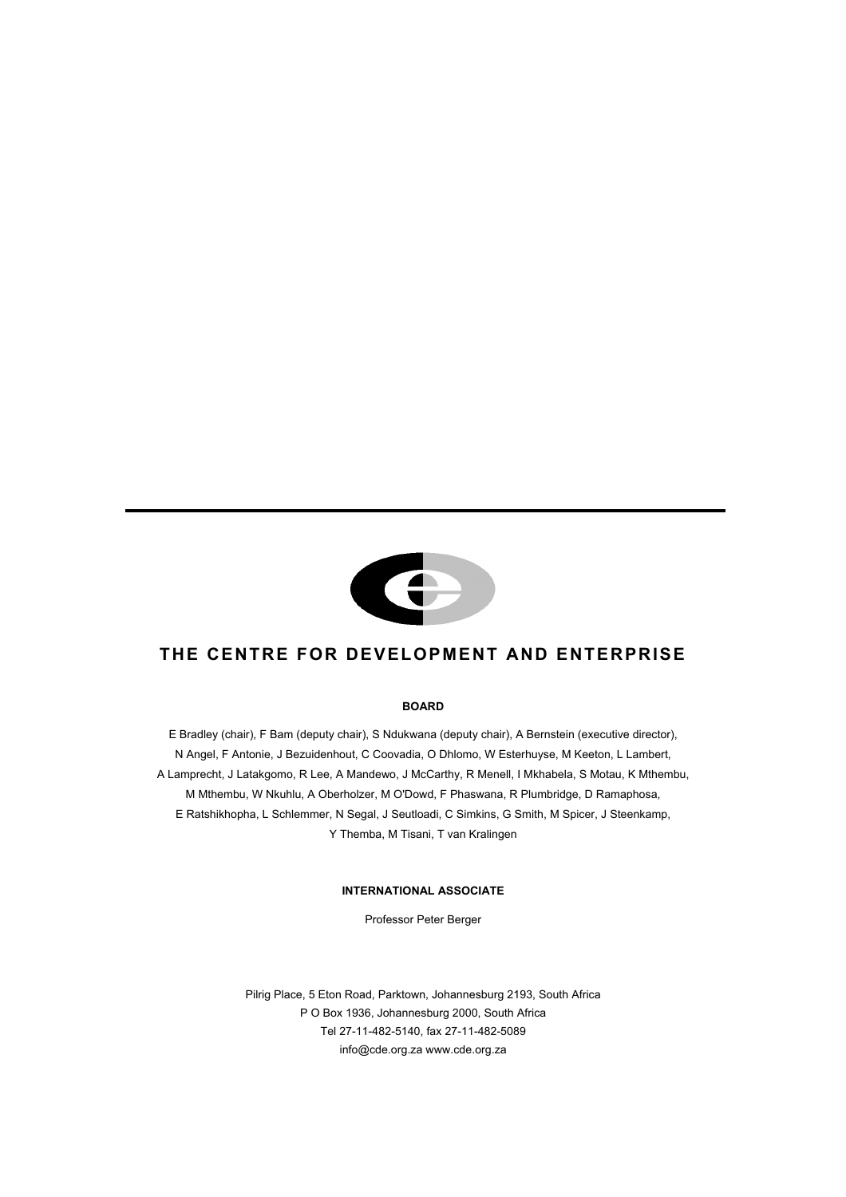---

# THE CENTRE FOR DEVELOPMENT AND ENTERPRISE

**BOARD**

E Bradley (chair), F Bam (deputy chair), S Ndukwana (deputy chair), A Bernstein (executive director), N Angel, F Antonie, J Bezuidenhout, C Coovadia, O Dhlomo, W Esterhuyse, M Keeton, L Lambert, A Lamprecht, J Latakgomo, R Lee, A Mandewo, J McCarthy, R Menell, I Mkhabela, S Motau, K Mthembu, M Mthembu, W Nkuhlu, A Oberholzer, M O'Dowd, F Phaswana, R Plumbridge, D Ramaphosa, E Ratshikhopha, L Schlemmer, N Segal, J Seutloadi, C Simkins, G Smith, M Spicer, J Steenkamp, Y Themba, M Tisani, T van Kralingen

**INTERNATIONAL ASSOCIATE**

Professor Peter Berger

Pilrig Place, 5 Eton Road, Parktown, Johannesburg 2193, South Africa
P O Box 1936, Johannesburg 2000, South Africa
Tel 27-11-482-5140, fax 27-11-482-5089
info@cde.org.za www.cde.org.za